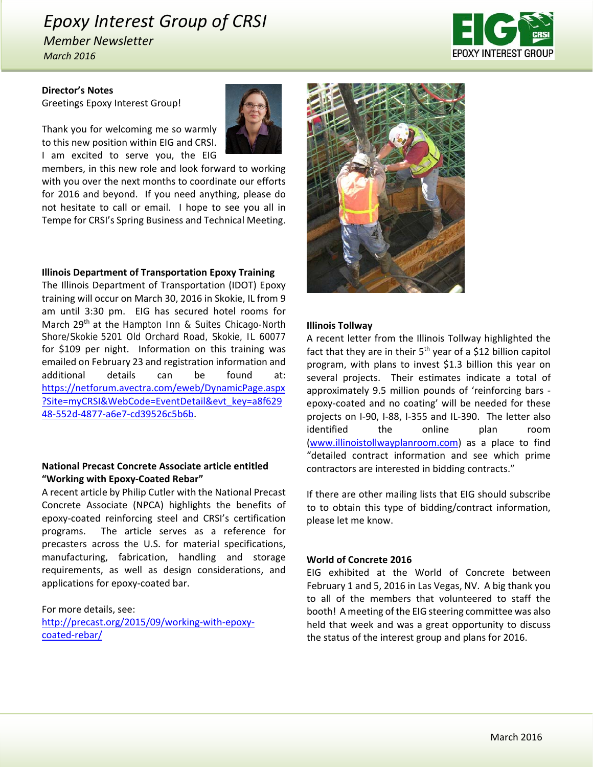# Epoxy Interest Group of CRSI

*Member Newsletter*

*March 2016*

**Director's Notes**

Greetings Epoxy Interest Group!

Thank you for welcoming me so warmly to this new position within EIG and CRSI. I am excited to serve you, the EIG members, in this new role and look forward to working with you over the next months to coordinate our efforts for 2016 and beyond. If you need anything, please do not hesitate to call or email. I hope to see you all in Tempe for CRSI's Spring Business and Technical Meeting.

**Illinois Department of Transportation Epoxy Training**

The Illinois Department of Transportation (IDOT) Epoxy training will occur on March 30, 2016 in Skokie, IL from 9 am until 3:30 pm. EIG has secured hotel rooms for March 29th at the Hampton Inn & Suites Chicago-North Shore/Skokie 5201 Old Orchard Road, Skokie, IL 60077 for $109 per night. Information on this training was emailed on February 23 and registration information and additional details can be found at: https://netforum.avectra.com/eweb/DynamicPage.aspx?Site=myCRSI&WebCode=EventDetail&evt_key=a8f62948-552d-4877-a6e7-cd39526c5b6b.

**National Precast Concrete Associate article entitled "Working with Epoxy-Coated Rebar"**

A recent article by Philip Cutler with the National Precast Concrete Associate (NPCA) highlights the benefits of epoxy-coated reinforcing steel and CRSI's certification programs. The article serves as a reference for precasters across the U.S. for material specifications, manufacturing, fabrication, handling and storage requirements, as well as design considerations, and applications for epoxy-coated bar.

For more details, see: http://precast.org/2015/09/working-with-epoxy-coated-rebar/

**Illinois Tollway**

A recent letter from the Illinois Tollway highlighted the fact that they are in their 5th year of a $12 billion capitol program, with plans to invest $1.3 billion this year on several projects. Their estimates indicate a total of approximately 9.5 million pounds of 'reinforcing bars - epoxy-coated and no coating' will be needed for these projects on I-90, I-88, I-355 and IL-390. The letter also identified the online plan room (www.illinoistollwayplanroom.com) as a place to find "detailed contract information and see which prime contractors are interested in bidding contracts."

If there are other mailing lists that EIG should subscribe to to obtain this type of bidding/contract information, please let me know.

**World of Concrete 2016**

EIG exhibited at the World of Concrete between February 1 and 5, 2016 in Las Vegas, NV. A big thank you to all of the members that volunteered to staff the booth! A meeting of the EIG steering committee was also held that week and was a great opportunity to discuss the status of the interest group and plans for 2016.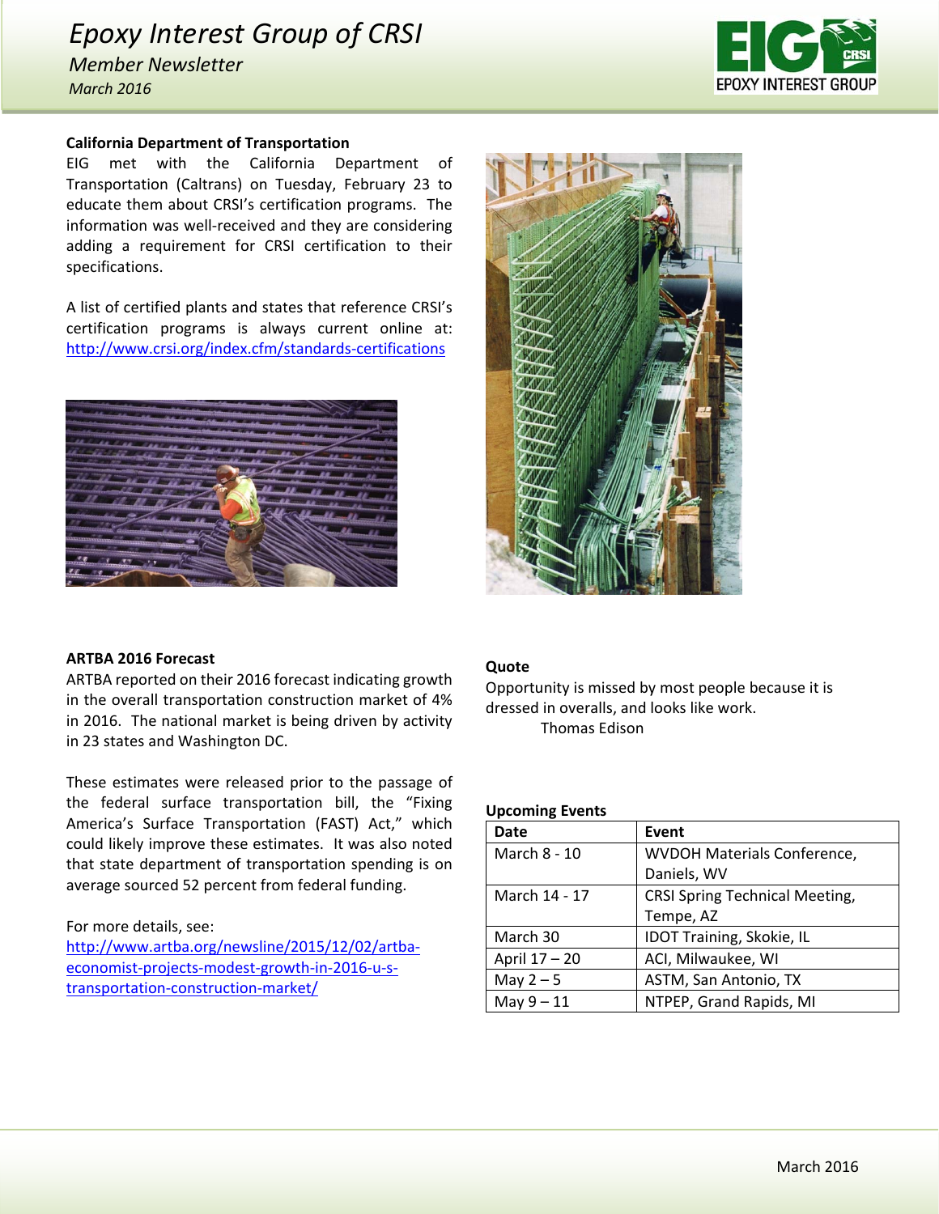# Epoxy Interest Group of CRSI

*Member Newsletter*

*March 2016*

### California Department of Transportation

EIG met with the California Department of Transportation (Caltrans) on Tuesday, February 23 to educate them about CRSI's certification programs. The information was well-received and they are considering adding a requirement for CRSI certification to their specifications.

A list of certified plants and states that reference CRSI's certification programs is always current online at: [http://www.crsi.org/index.cfm/standards-certifications](http://www.crsi.org/index.cfm/standards-certifications)

### ARTBA 2016 Forecast

ARTBA reported on their 2016 forecast indicating growth in the overall transportation construction market of 4% in 2016. The national market is being driven by activity in 23 states and Washington DC.

These estimates were released prior to the passage of the federal surface transportation bill, the "Fixing America's Surface Transportation (FAST) Act," which could likely improve these estimates. It was also noted that state department of transportation spending is on average sourced 52 percent from federal funding.

For more details, see:
[http://www.artba.org/newsline/2015/12/02/artba-economist-projects-modest-growth-in-2016-u-s-transportation-construction-market/](http://www.artba.org/newsline/2015/12/02/artba-economist-projects-modest-growth-in-2016-u-s-transportation-construction-market/)

### Quote

Opportunity is missed by most people because it is dressed in overalls, and looks like work.

Thomas Edison

### Upcoming Events

| Date | Event |
|---|---|
| March 8 - 10 | WVDOH Materials Conference, Daniels, WV |
| March 14 - 17 | CRSI Spring Technical Meeting, Tempe, AZ |
| March 30 | IDOT Training, Skokie, IL |
| April 17 – 20 | ACI, Milwaukee, WI |
| May 2 – 5 | ASTM, San Antonio, TX |
| May 9 – 11 | NTPEP, Grand Rapids, MI |